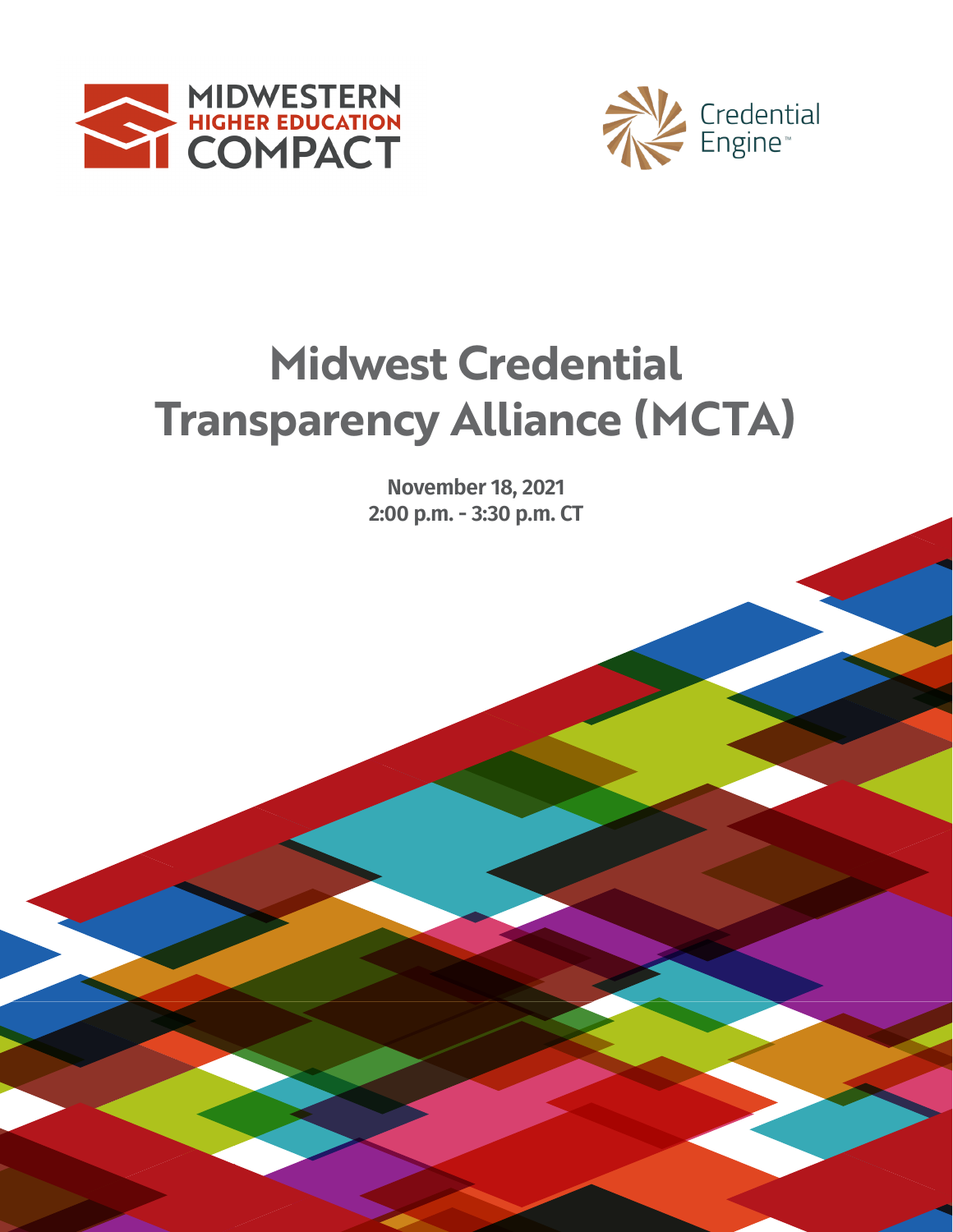MIDWESTERN HIGHER EDUCATION COMPACT

Credential Engine™

# Midwest Credential Transparency Alliance (MCTA)

**November 18, 2021**
**2:00 p.m. - 3:30 p.m. CT**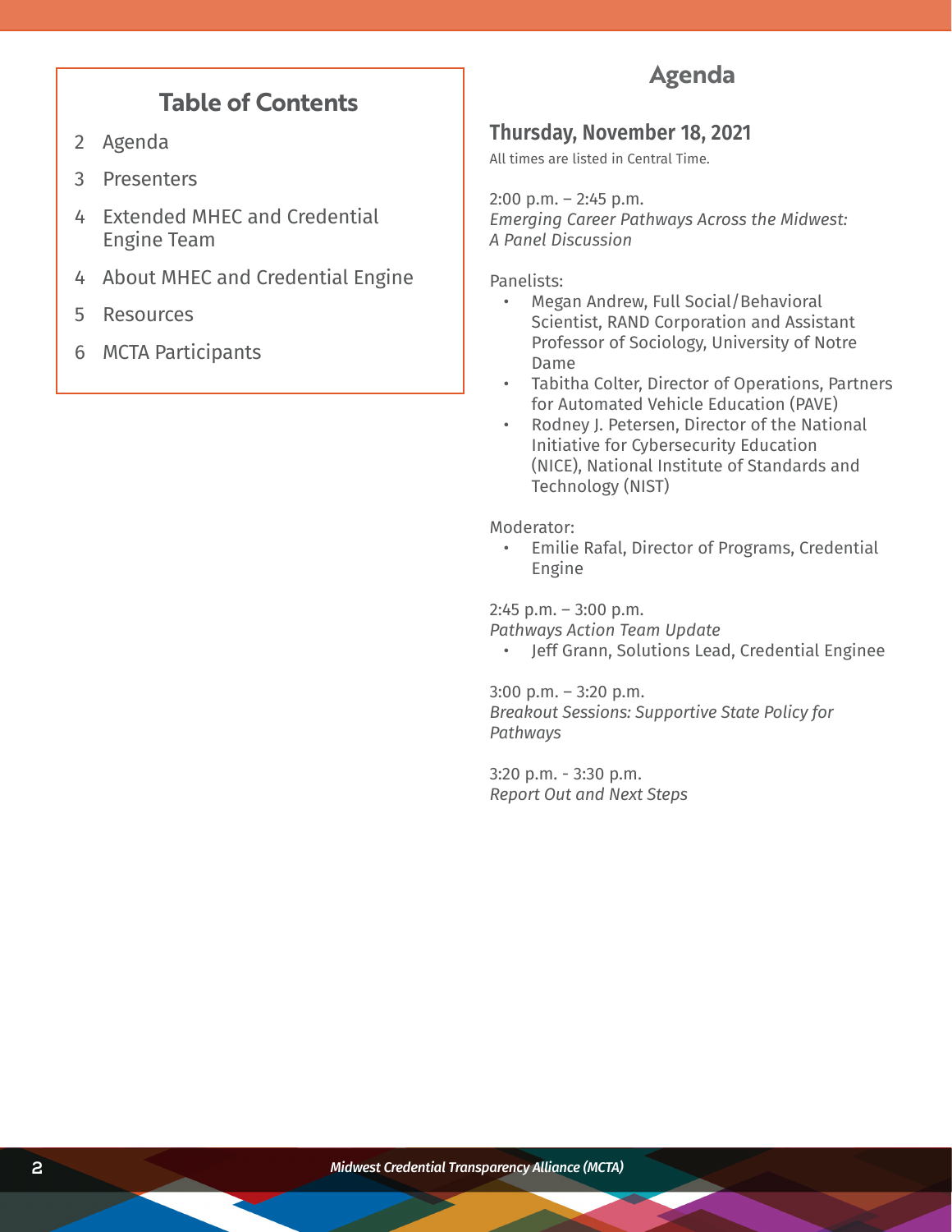## Table of Contents

- 2 Agenda
- 3 Presenters
- 4 Extended MHEC and Credential Engine Team
- 4 About MHEC and Credential Engine
- 5 Resources
- 6 MCTA Participants

# Agenda

### Thursday, November 18, 2021

All times are listed in Central Time.

2:00 p.m. – 2:45 p.m.
*Emerging Career Pathways Across the Midwest: A Panel Discussion*

Panelists:

- Megan Andrew, Full Social/Behavioral Scientist, RAND Corporation and Assistant Professor of Sociology, University of Notre Dame
- Tabitha Colter, Director of Operations, Partners for Automated Vehicle Education (PAVE)
- Rodney J. Petersen, Director of the National Initiative for Cybersecurity Education (NICE), National Institute of Standards and Technology (NIST)

Moderator:

- Emilie Rafal, Director of Programs, Credential Engine

2:45 p.m. – 3:00 p.m.
*Pathways Action Team Update*

- Jeff Grann, Solutions Lead, Credential Enginee

3:00 p.m. – 3:20 p.m.
*Breakout Sessions: Supportive State Policy for Pathways*

3:20 p.m. - 3:30 p.m.
*Report Out and Next Steps*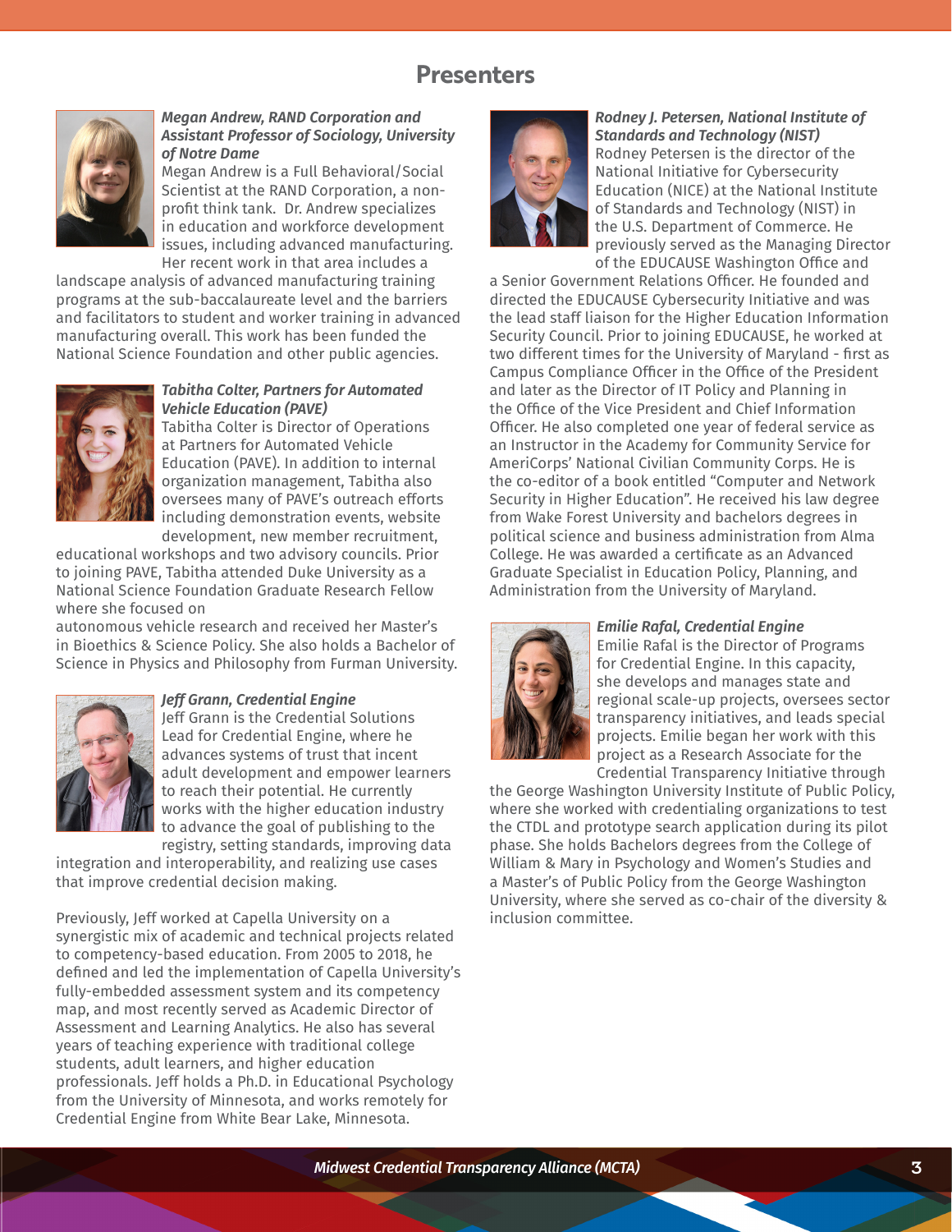# Presenters

***Megan Andrew, RAND Corporation and Assistant Professor of Sociology, University of Notre Dame***

Megan Andrew is a Full Behavioral/Social Scientist at the RAND Corporation, a non-profit think tank. Dr. Andrew specializes in education and workforce development issues, including advanced manufacturing. Her recent work in that area includes a landscape analysis of advanced manufacturing training programs at the sub-baccalaureate level and the barriers and facilitators to student and worker training in advanced manufacturing overall. This work has been funded the National Science Foundation and other public agencies.

***Tabitha Colter, Partners for Automated Vehicle Education (PAVE)***

Tabitha Colter is Director of Operations at Partners for Automated Vehicle Education (PAVE). In addition to internal organization management, Tabitha also oversees many of PAVE's outreach efforts including demonstration events, website development, new member recruitment, educational workshops and two advisory councils. Prior to joining PAVE, Tabitha attended Duke University as a National Science Foundation Graduate Research Fellow where she focused on autonomous vehicle research and received her Master's in Bioethics & Science Policy. She also holds a Bachelor of Science in Physics and Philosophy from Furman University.

***Jeff Grann, Credential Engine***

Jeff Grann is the Credential Solutions Lead for Credential Engine, where he advances systems of trust that incent adult development and empower learners to reach their potential. He currently works with the higher education industry to advance the goal of publishing to the registry, setting standards, improving data integration and interoperability, and realizing use cases that improve credential decision making.

Previously, Jeff worked at Capella University on a synergistic mix of academic and technical projects related to competency-based education. From 2005 to 2018, he defined and led the implementation of Capella University's fully-embedded assessment system and its competency map, and most recently served as Academic Director of Assessment and Learning Analytics. He also has several years of teaching experience with traditional college students, adult learners, and higher education professionals. Jeff holds a Ph.D. in Educational Psychology from the University of Minnesota, and works remotely for Credential Engine from White Bear Lake, Minnesota.

***Rodney J. Petersen, National Institute of Standards and Technology (NIST)***

Rodney Petersen is the director of the National Initiative for Cybersecurity Education (NICE) at the National Institute of Standards and Technology (NIST) in the U.S. Department of Commerce. He previously served as the Managing Director of the EDUCAUSE Washington Office and a Senior Government Relations Officer. He founded and directed the EDUCAUSE Cybersecurity Initiative and was the lead staff liaison for the Higher Education Information Security Council. Prior to joining EDUCAUSE, he worked at two different times for the University of Maryland - first as Campus Compliance Officer in the Office of the President and later as the Director of IT Policy and Planning in the Office of the Vice President and Chief Information Officer. He also completed one year of federal service as an Instructor in the Academy for Community Service for AmeriCorps' National Civilian Community Corps. He is the co-editor of a book entitled "Computer and Network Security in Higher Education". He received his law degree from Wake Forest University and bachelors degrees in political science and business administration from Alma College. He was awarded a certificate as an Advanced Graduate Specialist in Education Policy, Planning, and Administration from the University of Maryland.

***Emilie Rafal, Credential Engine***

Emilie Rafal is the Director of Programs for Credential Engine. In this capacity, she develops and manages state and regional scale-up projects, oversees sector transparency initiatives, and leads special projects. Emilie began her work with this project as a Research Associate for the Credential Transparency Initiative through the George Washington University Institute of Public Policy, where she worked with credentialing organizations to test the CTDL and prototype search application during its pilot phase. She holds Bachelors degrees from the College of William & Mary in Psychology and Women's Studies and a Master's of Public Policy from the George Washington University, where she served as co-chair of the diversity & inclusion committee.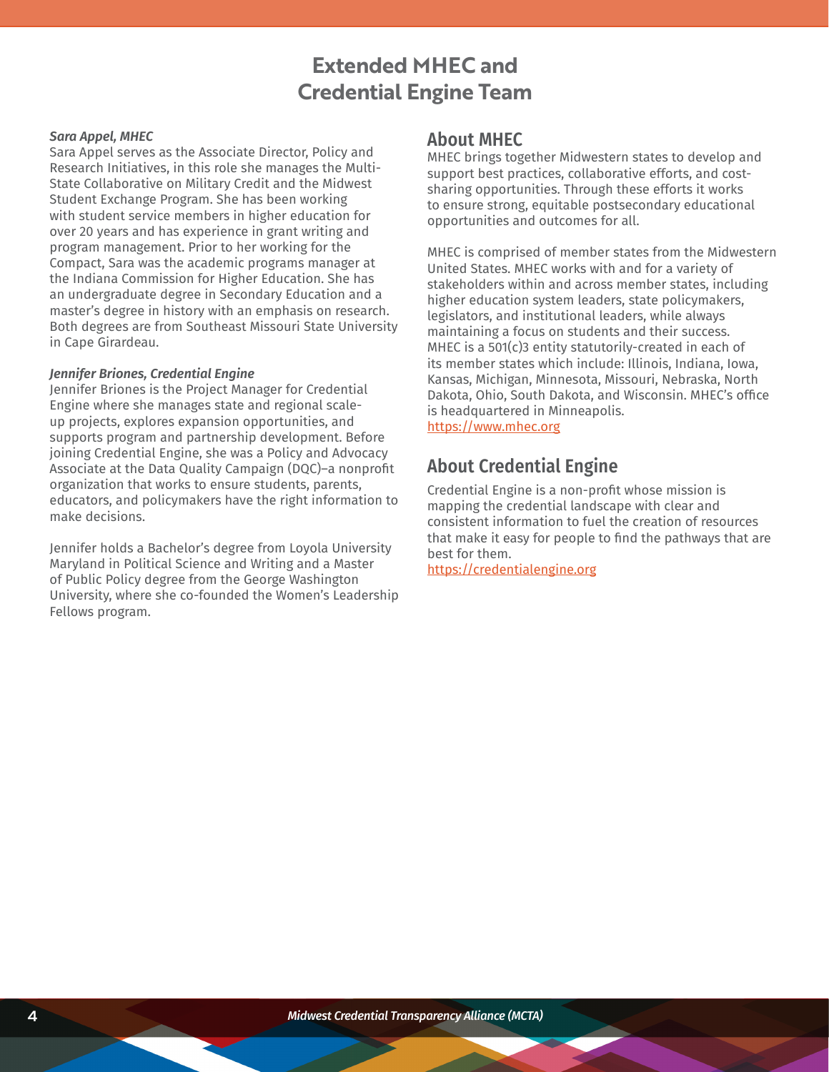# Extended MHEC and Credential Engine Team

***Sara Appel, MHEC***

Sara Appel serves as the Associate Director, Policy and Research Initiatives, in this role she manages the Multi-State Collaborative on Military Credit and the Midwest Student Exchange Program. She has been working with student service members in higher education for over 20 years and has experience in grant writing and program management. Prior to her working for the Compact, Sara was the academic programs manager at the Indiana Commission for Higher Education. She has an undergraduate degree in Secondary Education and a master's degree in history with an emphasis on research. Both degrees are from Southeast Missouri State University in Cape Girardeau.

***Jennifer Briones, Credential Engine***

Jennifer Briones is the Project Manager for Credential Engine where she manages state and regional scale-up projects, explores expansion opportunities, and supports program and partnership development. Before joining Credential Engine, she was a Policy and Advocacy Associate at the Data Quality Campaign (DQC)–a nonprofit organization that works to ensure students, parents, educators, and policymakers have the right information to make decisions.

Jennifer holds a Bachelor's degree from Loyola University Maryland in Political Science and Writing and a Master of Public Policy degree from the George Washington University, where she co-founded the Women's Leadership Fellows program.

## About MHEC

MHEC brings together Midwestern states to develop and support best practices, collaborative efforts, and cost-sharing opportunities. Through these efforts it works to ensure strong, equitable postsecondary educational opportunities and outcomes for all.

MHEC is comprised of member states from the Midwestern United States. MHEC works with and for a variety of stakeholders within and across member states, including higher education system leaders, state policymakers, legislators, and institutional leaders, while always maintaining a focus on students and their success. MHEC is a 501(c)3 entity statutorily-created in each of its member states which include: Illinois, Indiana, Iowa, Kansas, Michigan, Minnesota, Missouri, Nebraska, North Dakota, Ohio, South Dakota, and Wisconsin. MHEC's office is headquartered in Minneapolis.
[https://www.mhec.org](https://www.mhec.org)

## About Credential Engine

Credential Engine is a non-profit whose mission is mapping the credential landscape with clear and consistent information to fuel the creation of resources that make it easy for people to find the pathways that are best for them.
[https://credentialengine.org](https://credentialengine.org)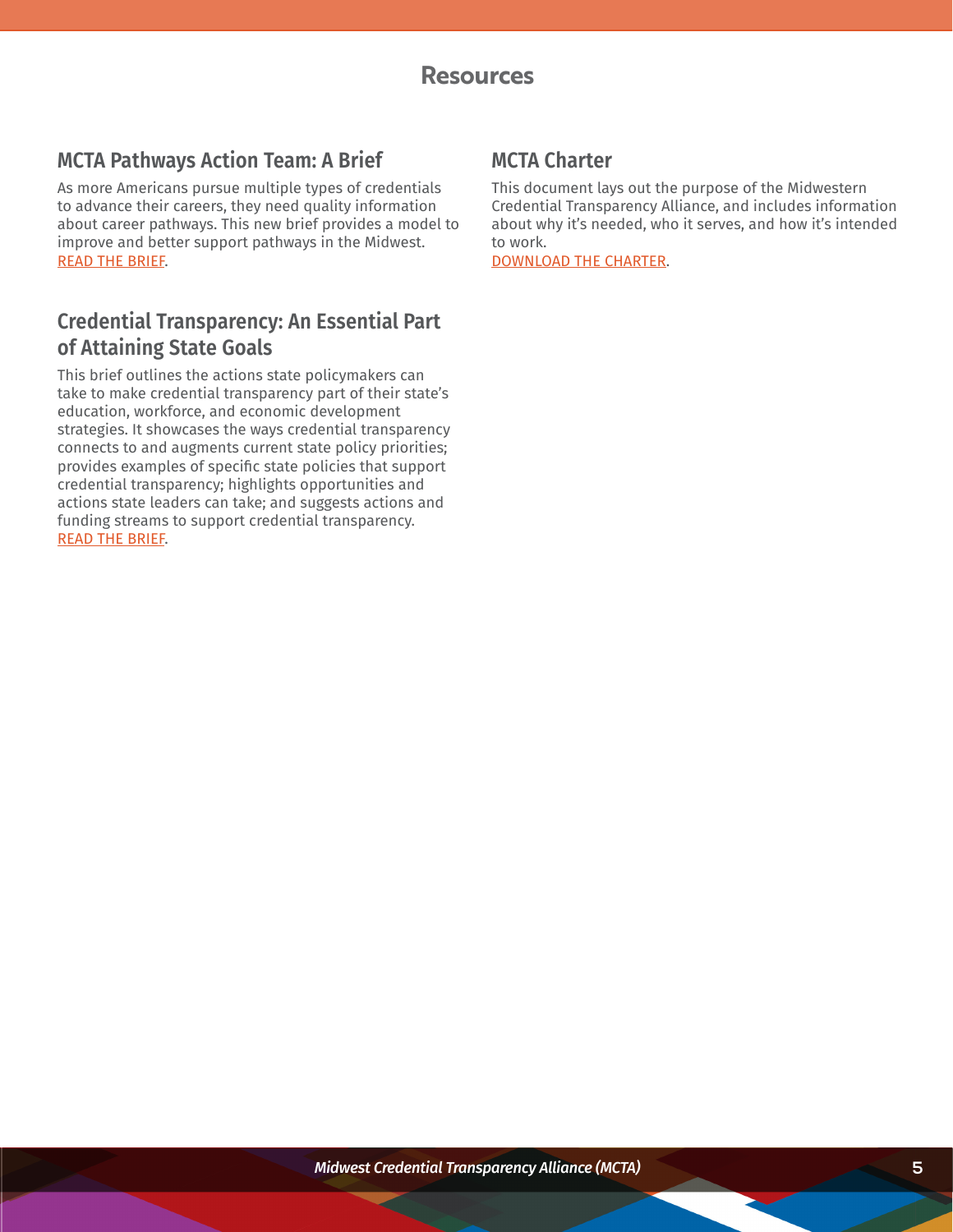# Resources

## MCTA Pathways Action Team: A Brief

As more Americans pursue multiple types of credentials to advance their careers, they need quality information about career pathways. This new brief provides a model to improve and better support pathways in the Midwest. READ THE BRIEF.

## Credential Transparency: An Essential Part of Attaining State Goals

This brief outlines the actions state policymakers can take to make credential transparency part of their state's education, workforce, and economic development strategies. It showcases the ways credential transparency connects to and augments current state policy priorities; provides examples of specific state policies that support credential transparency; highlights opportunities and actions state leaders can take; and suggests actions and funding streams to support credential transparency. READ THE BRIEF.

## MCTA Charter

This document lays out the purpose of the Midwestern Credential Transparency Alliance, and includes information about why it's needed, who it serves, and how it's intended to work.
DOWNLOAD THE CHARTER.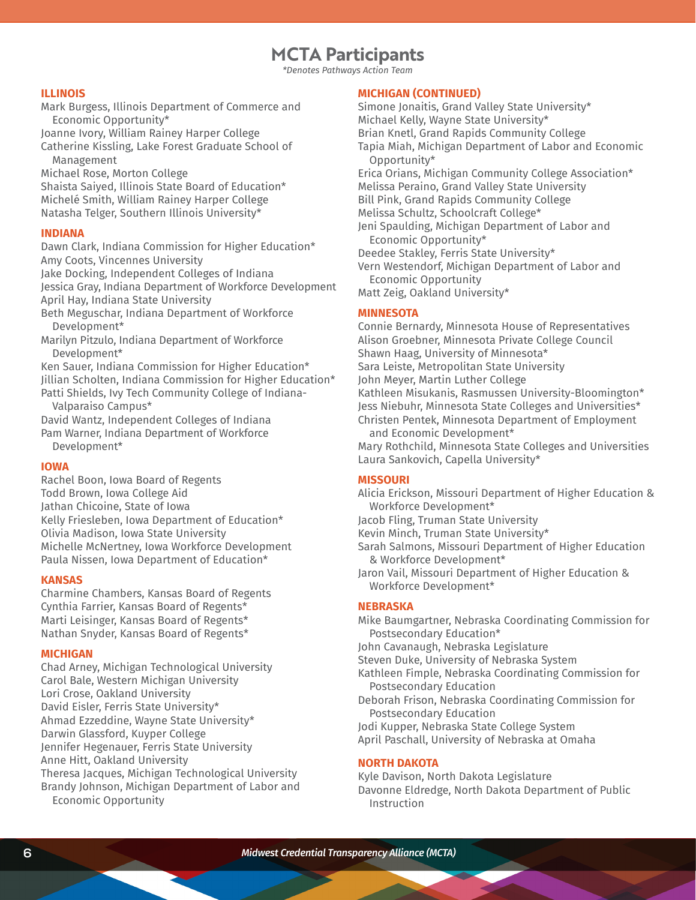# MCTA Participants

*\*Denotes Pathways Action Team*

## ILLINOIS

Mark Burgess, Illinois Department of Commerce and Economic Opportunity*
Joanne Ivory, William Rainey Harper College
Catherine Kissling, Lake Forest Graduate School of Management
Michael Rose, Morton College
Shaista Saiyed, Illinois State Board of Education*
Michelé Smith, William Rainey Harper College
Natasha Telger, Southern Illinois University*

## INDIANA

Dawn Clark, Indiana Commission for Higher Education*
Amy Coots, Vincennes University
Jake Docking, Independent Colleges of Indiana
Jessica Gray, Indiana Department of Workforce Development
April Hay, Indiana State University
Beth Meguschar, Indiana Department of Workforce Development*
Marilyn Pitzulo, Indiana Department of Workforce Development*
Ken Sauer, Indiana Commission for Higher Education*
Jillian Scholten, Indiana Commission for Higher Education*
Patti Shields, Ivy Tech Community College of Indiana-Valparaiso Campus*
David Wantz, Independent Colleges of Indiana
Pam Warner, Indiana Department of Workforce Development*

## IOWA

Rachel Boon, Iowa Board of Regents
Todd Brown, Iowa College Aid
Jathan Chicoine, State of Iowa
Kelly Friesleben, Iowa Department of Education*
Olivia Madison, Iowa State University
Michelle McNertney, Iowa Workforce Development
Paula Nissen, Iowa Department of Education*

## KANSAS

Charmine Chambers, Kansas Board of Regents
Cynthia Farrier, Kansas Board of Regents*
Marti Leisinger, Kansas Board of Regents*
Nathan Snyder, Kansas Board of Regents*

## MICHIGAN

Chad Arney, Michigan Technological University
Carol Bale, Western Michigan University
Lori Crose, Oakland University
David Eisler, Ferris State University*
Ahmad Ezzeddine, Wayne State University*
Darwin Glassford, Kuyper College
Jennifer Hegenauer, Ferris State University
Anne Hitt, Oakland University
Theresa Jacques, Michigan Technological University
Brandy Johnson, Michigan Department of Labor and Economic Opportunity

## MICHIGAN (CONTINUED)

Simone Jonaitis, Grand Valley State University*
Michael Kelly, Wayne State University*
Brian Knetl, Grand Rapids Community College
Tapia Miah, Michigan Department of Labor and Economic Opportunity*
Erica Orians, Michigan Community College Association*
Melissa Peraino, Grand Valley State University
Bill Pink, Grand Rapids Community College
Melissa Schultz, Schoolcraft College*
Jeni Spaulding, Michigan Department of Labor and Economic Opportunity*
Deedee Stakley, Ferris State University*
Vern Westendorf, Michigan Department of Labor and Economic Opportunity
Matt Zeig, Oakland University*

## MINNESOTA

Connie Bernardy, Minnesota House of Representatives
Alison Groebner, Minnesota Private College Council
Shawn Haag, University of Minnesota*
Sara Leiste, Metropolitan State University
John Meyer, Martin Luther College
Kathleen Misukanis, Rasmussen University-Bloomington*
Jess Niebuhr, Minnesota State Colleges and Universities*
Christen Pentek, Minnesota Department of Employment and Economic Development*
Mary Rothchild, Minnesota State Colleges and Universities
Laura Sankovich, Capella University*

## MISSOURI

Alicia Erickson, Missouri Department of Higher Education & Workforce Development*
Jacob Fling, Truman State University
Kevin Minch, Truman State University*
Sarah Salmons, Missouri Department of Higher Education & Workforce Development*
Jaron Vail, Missouri Department of Higher Education & Workforce Development*

## NEBRASKA

Mike Baumgartner, Nebraska Coordinating Commission for Postsecondary Education*
John Cavanaugh, Nebraska Legislature
Steven Duke, University of Nebraska System
Kathleen Fimple, Nebraska Coordinating Commission for Postsecondary Education
Deborah Frison, Nebraska Coordinating Commission for Postsecondary Education
Jodi Kupper, Nebraska State College System
April Paschall, University of Nebraska at Omaha

## NORTH DAKOTA

Kyle Davison, North Dakota Legislature
Davonne Eldredge, North Dakota Department of Public Instruction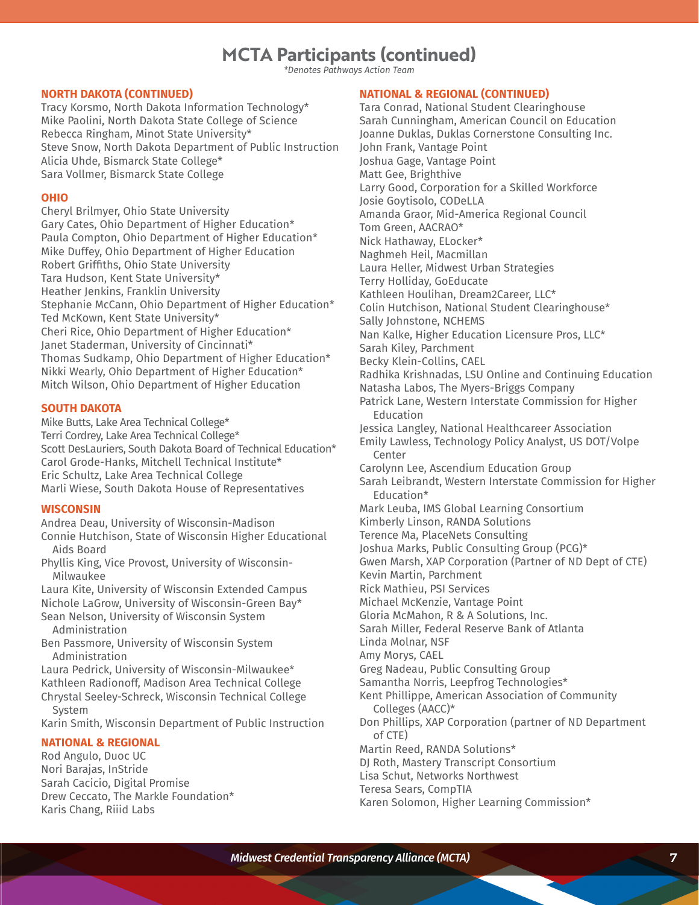# MCTA Participants (continued)

*\*Denotes Pathways Action Team*

## NORTH DAKOTA (CONTINUED)

Tracy Korsmo, North Dakota Information Technology*
Mike Paolini, North Dakota State College of Science
Rebecca Ringham, Minot State University*
Steve Snow, North Dakota Department of Public Instruction
Alicia Uhde, Bismarck State College*
Sara Vollmer, Bismarck State College

## OHIO

Cheryl Brilmyer, Ohio State University
Gary Cates, Ohio Department of Higher Education*
Paula Compton, Ohio Department of Higher Education*
Mike Duffey, Ohio Department of Higher Education
Robert Griffiths, Ohio State University
Tara Hudson, Kent State University*
Heather Jenkins, Franklin University
Stephanie McCann, Ohio Department of Higher Education*
Ted McKown, Kent State University*
Cheri Rice, Ohio Department of Higher Education*
Janet Staderman, University of Cincinnati*
Thomas Sudkamp, Ohio Department of Higher Education*
Nikki Wearly, Ohio Department of Higher Education*
Mitch Wilson, Ohio Department of Higher Education

## SOUTH DAKOTA

Mike Butts, Lake Area Technical College*
Terri Cordrey, Lake Area Technical College*
Scott DesLauriers, South Dakota Board of Technical Education*
Carol Grode-Hanks, Mitchell Technical Institute*
Eric Schultz, Lake Area Technical College
Marli Wiese, South Dakota House of Representatives

## WISCONSIN

Andrea Deau, University of Wisconsin-Madison
Connie Hutchison, State of Wisconsin Higher Educational Aids Board
Phyllis King, Vice Provost, University of Wisconsin-Milwaukee
Laura Kite, University of Wisconsin Extended Campus
Nichole LaGrow, University of Wisconsin-Green Bay*
Sean Nelson, University of Wisconsin System Administration
Ben Passmore, University of Wisconsin System Administration
Laura Pedrick, University of Wisconsin-Milwaukee*
Kathleen Radionoff, Madison Area Technical College
Chrystal Seeley-Schreck, Wisconsin Technical College System
Karin Smith, Wisconsin Department of Public Instruction

## NATIONAL & REGIONAL

Rod Angulo, Duoc UC
Nori Barajas, InStride
Sarah Cacicio, Digital Promise
Drew Ceccato, The Markle Foundation*
Karis Chang, Riiid Labs

## NATIONAL & REGIONAL (CONTINUED)

Tara Conrad, National Student Clearinghouse
Sarah Cunningham, American Council on Education
Joanne Duklas, Duklas Cornerstone Consulting Inc.
John Frank, Vantage Point
Joshua Gage, Vantage Point
Matt Gee, Brighthive
Larry Good, Corporation for a Skilled Workforce
Josie Goytisolo, CODeLLA
Amanda Graor, Mid-America Regional Council
Tom Green, AACRAO*
Nick Hathaway, ELocker*
Naghmeh Heil, Macmillan
Laura Heller, Midwest Urban Strategies
Terry Holliday, GoEducate
Kathleen Houlihan, Dream2Career, LLC*
Colin Hutchison, National Student Clearinghouse*
Sally Johnstone, NCHEMS
Nan Kalke, Higher Education Licensure Pros, LLC*
Sarah Kiley, Parchment
Becky Klein-Collins, CAEL
Radhika Krishnadas, LSU Online and Continuing Education
Natasha Labos, The Myers-Briggs Company
Patrick Lane, Western Interstate Commission for Higher Education
Jessica Langley, National Healthcareer Association
Emily Lawless, Technology Policy Analyst, US DOT/Volpe Center
Carolynn Lee, Ascendium Education Group
Sarah Leibrandt, Western Interstate Commission for Higher Education*
Mark Leuba, IMS Global Learning Consortium
Kimberly Linson, RANDA Solutions
Terence Ma, PlaceNets Consulting
Joshua Marks, Public Consulting Group (PCG)*
Gwen Marsh, XAP Corporation (Partner of ND Dept of CTE)
Kevin Martin, Parchment
Rick Mathieu, PSI Services
Michael McKenzie, Vantage Point
Gloria McMahon, R & A Solutions, Inc.
Sarah Miller, Federal Reserve Bank of Atlanta
Linda Molnar, NSF
Amy Morys, CAEL
Greg Nadeau, Public Consulting Group
Samantha Norris, Leepfrog Technologies*
Kent Phillippe, American Association of Community Colleges (AACC)*
Don Phillips, XAP Corporation (partner of ND Department of CTE)
Martin Reed, RANDA Solutions*
DJ Roth, Mastery Transcript Consortium
Lisa Schut, Networks Northwest
Teresa Sears, CompTIA
Karen Solomon, Higher Learning Commission*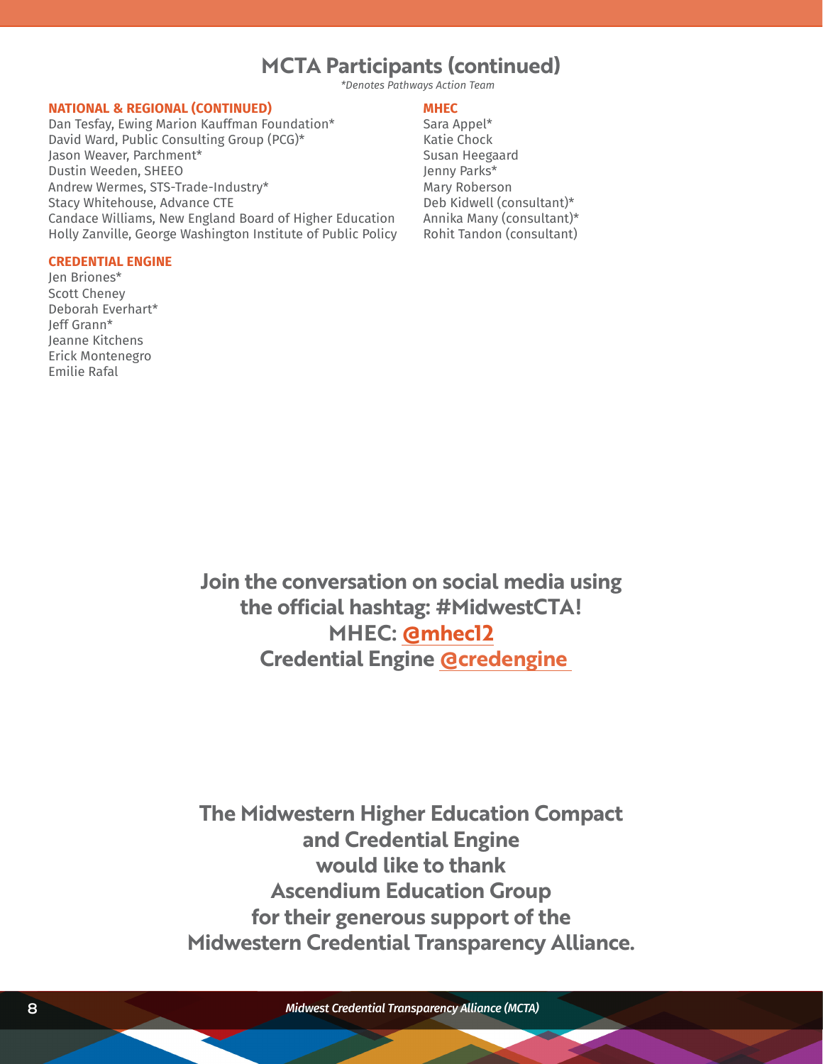## MCTA Participants (continued)

*\*Denotes Pathways Action Team*

**NATIONAL & REGIONAL (CONTINUED)**

Dan Tesfay, Ewing Marion Kauffman Foundation*
David Ward, Public Consulting Group (PCG)*
Jason Weaver, Parchment*
Dustin Weeden, SHEEO
Andrew Wermes, STS-Trade-Industry*
Stacy Whitehouse, Advance CTE
Candace Williams, New England Board of Higher Education
Holly Zanville, George Washington Institute of Public Policy

**CREDENTIAL ENGINE**

Jen Briones*
Scott Cheney
Deborah Everhart*
Jeff Grann*
Jeanne Kitchens
Erick Montenegro
Emilie Rafal

**MHEC**

Sara Appel*
Katie Chock
Susan Heegaard
Jenny Parks*
Mary Roberson
Deb Kidwell (consultant)*
Annika Many (consultant)*
Rohit Tandon (consultant)

**Join the conversation on social media using the official hashtag: #MidwestCTA!**
**MHEC: @mhec12**
**Credential Engine @credengine**

**The Midwestern Higher Education Compact and Credential Engine would like to thank Ascendium Education Group for their generous support of the Midwestern Credential Transparency Alliance.**